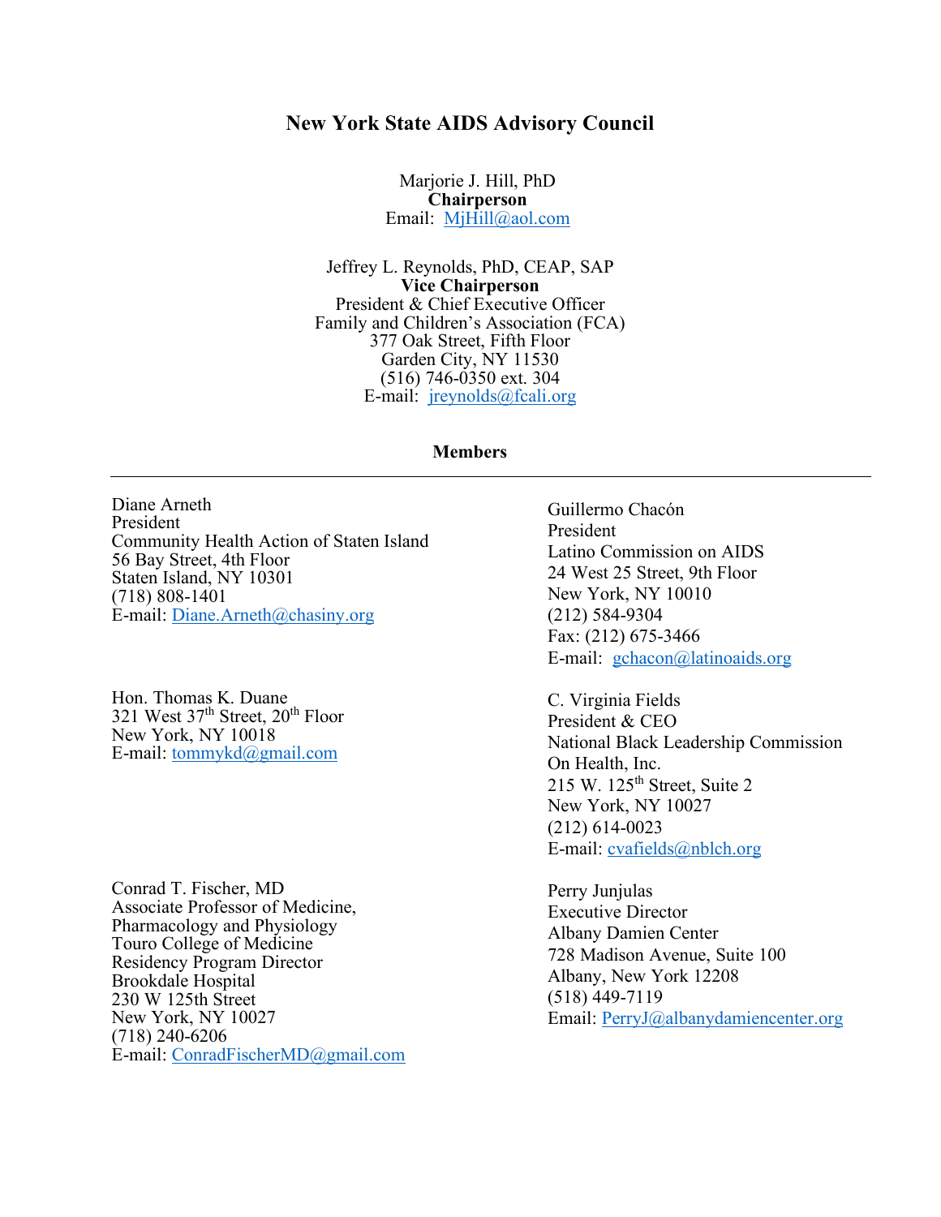# New York State AIDS Advisory Council

Marjorie J. Hill, PhD
**Chairperson**
Email: MjHill@aol.com

Jeffrey L. Reynolds, PhD, CEAP, SAP
**Vice Chairperson**
President & Chief Executive Officer
Family and Children's Association (FCA)
377 Oak Street, Fifth Floor
Garden City, NY 11530
(516) 746-0350 ext. 304
E-mail: jreynolds@fcali.org

## Members

---

Diane Arneth
President
Community Health Action of Staten Island
56 Bay Street, 4th Floor
Staten Island, NY 10301
(718) 808-1401
E-mail: Diane.Arneth@chasiny.org

Hon. Thomas K. Duane
321 West 37th Street, 20th Floor
New York, NY 10018
E-mail: tommykd@gmail.com

Conrad T. Fischer, MD
Associate Professor of Medicine,
Pharmacology and Physiology
Touro College of Medicine
Residency Program Director
Brookdale Hospital
230 W 125th Street
New York, NY 10027
(718) 240-6206
E-mail: ConradFischerMD@gmail.com

Guillermo Chacón
President
Latino Commission on AIDS
24 West 25 Street, 9th Floor
New York, NY 10010
(212) 584-9304
Fax: (212) 675-3466
E-mail: gchacon@latinoaids.org

C. Virginia Fields
President & CEO
National Black Leadership Commission
On Health, Inc.
215 W. 125th Street, Suite 2
New York, NY 10027
(212) 614-0023
E-mail: cvafields@nblch.org

Perry Junjulas
Executive Director
Albany Damien Center
728 Madison Avenue, Suite 100
Albany, New York 12208
(518) 449-7119
Email: PerryJ@albanydamiencenter.org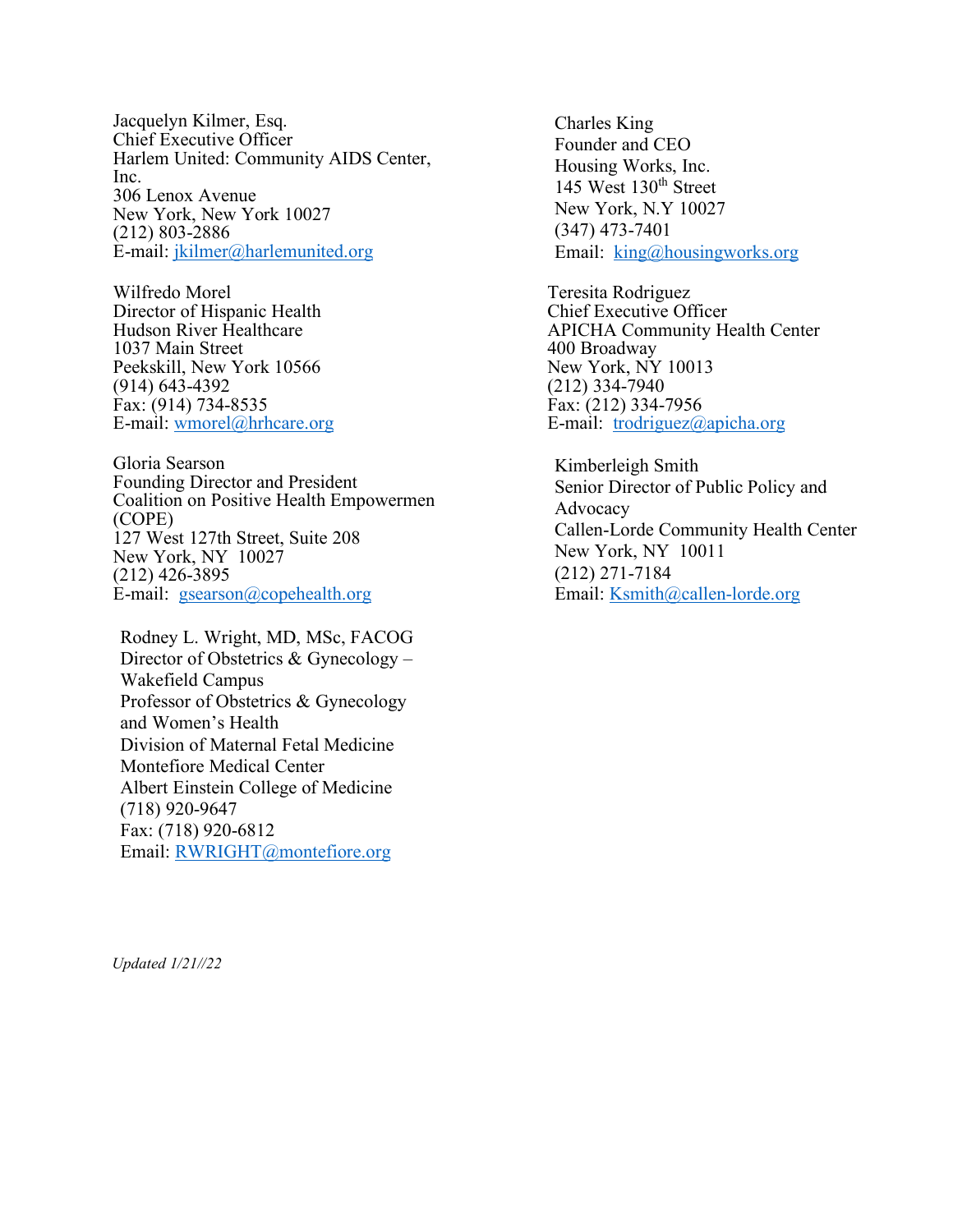Jacquelyn Kilmer, Esq.
Chief Executive Officer
Harlem United: Community AIDS Center, Inc.
306 Lenox Avenue
New York, New York 10027
(212) 803-2886
E-mail: jkilmer@harlemunited.org

Wilfredo Morel
Director of Hispanic Health
Hudson River Healthcare
1037 Main Street
Peekskill, New York 10566
(914) 643-4392
Fax: (914) 734-8535
E-mail: wmorel@hrhcare.org

Gloria Searson
Founding Director and President
Coalition on Positive Health Empowermen (COPE)
127 West 127th Street, Suite 208
New York, NY 10027
(212) 426-3895
E-mail: gsearson@copehealth.org

Rodney L. Wright, MD, MSc, FACOG
Director of Obstetrics & Gynecology – Wakefield Campus
Professor of Obstetrics & Gynecology and Women's Health
Division of Maternal Fetal Medicine
Montefiore Medical Center
Albert Einstein College of Medicine
(718) 920-9647
Fax: (718) 920-6812
Email: RWRIGHT@montefiore.org

Charles King
Founder and CEO
Housing Works, Inc.
145 West 130th Street
New York, N.Y 10027
(347) 473-7401
Email: king@housingworks.org

Teresita Rodriguez
Chief Executive Officer
APICHA Community Health Center
400 Broadway
New York, NY 10013
(212) 334-7940
Fax: (212) 334-7956
E-mail: trodriguez@apicha.org

Kimberleigh Smith
Senior Director of Public Policy and Advocacy
Callen-Lorde Community Health Center
New York, NY 10011
(212) 271-7184
Email: Ksmith@callen-lorde.org

*Updated 1/21//22*